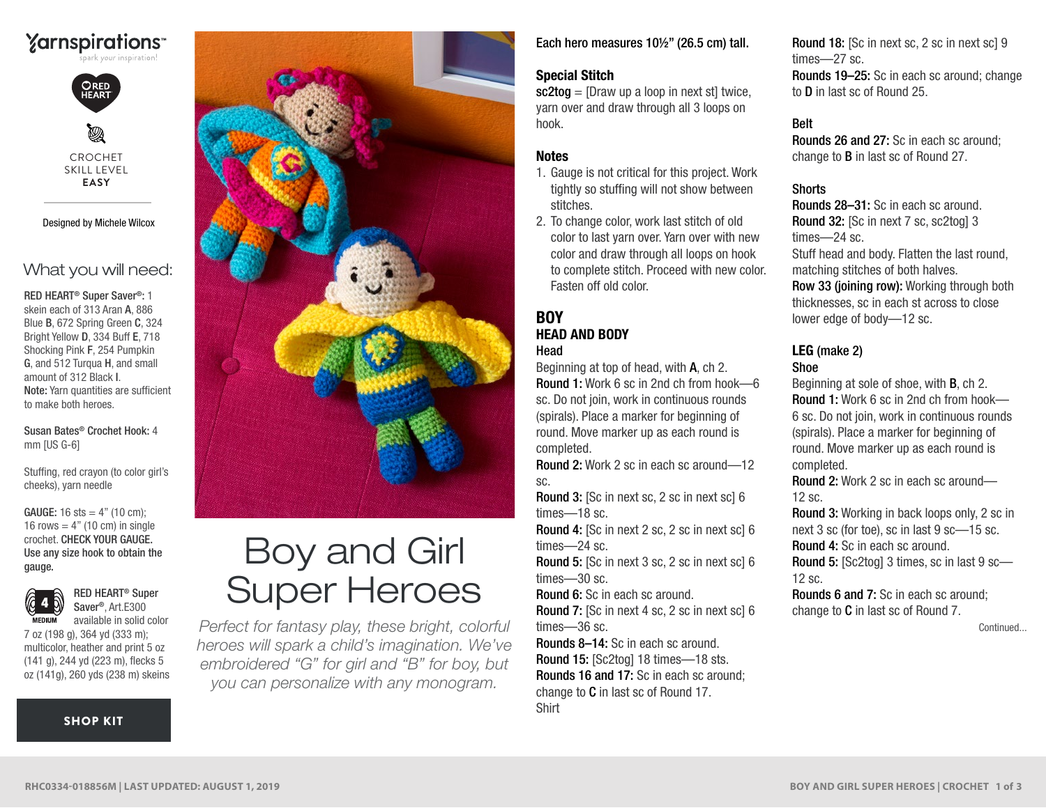Yarnspirations™
spark your inspiration!

RED HEART

CROCHET
SKILL LEVEL
**EASY**

Designed by Michele Wilcox

# Boy and Girl Super Heroes

*Perfect for fantasy play, these bright, colorful heroes will spark a child's imagination. We've embroidered "G" for girl and "B" for boy, but you can personalize with any monogram.*

## What you will need:

**RED HEART® Super Saver®:** 1 skein each of 313 Aran **A**, 886 Blue **B**, 672 Spring Green **C**, 324 Bright Yellow **D**, 334 Buff **E**, 718 Shocking Pink **F**, 254 Pumpkin **G**, and 512 Turqua **H**, and small amount of 312 Black **I**.

**Note:** Yarn quantities are sufficient to make both heroes.

**Susan Bates® Crochet Hook:** 4 mm [US G-6]

Stuffing, red crayon (to color girl's cheeks), yarn needle

**GAUGE:** 16 sts = 4" (10 cm); 16 rows = 4" (10 cm) in single crochet. **CHECK YOUR GAUGE. Use any size hook to obtain the gauge.**

4 MEDIUM

**RED HEART® Super Saver®**, Art.E300 available in solid color 7 oz (198 g), 364 yd (333 m); multicolor, heather and print 5 oz (141 g), 244 yd (223 m), flecks 5 oz (141g), 260 yds (238 m) skeins

**SHOP KIT**

**Each hero measures 10½" (26.5 cm) tall.**

**Special Stitch**

**sc2tog** = [Draw up a loop in next st] twice, yarn over and draw through all 3 loops on hook.

**Notes**

1. Gauge is not critical for this project. Work tightly so stuffing will not show between stitches.
2. To change color, work last stitch of old color to last yarn over. Yarn over with new color and draw through all loops on hook to complete stitch. Proceed with new color. Fasten off old color.

## BOY

### HEAD AND BODY

**Head**

Beginning at top of head, with **A**, ch 2.

**Round 1:** Work 6 sc in 2nd ch from hook—6 sc. Do not join, work in continuous rounds (spirals). Place a marker for beginning of round. Move marker up as each round is completed.

**Round 2:** Work 2 sc in each sc around—12 sc.

**Round 3:** [Sc in next sc, 2 sc in next sc] 6 times—18 sc.

**Round 4:** [Sc in next 2 sc, 2 sc in next sc] 6 times—24 sc.

**Round 5:** [Sc in next 3 sc, 2 sc in next sc] 6 times—30 sc.

**Round 6:** Sc in each sc around.

**Round 7:** [Sc in next 4 sc, 2 sc in next sc] 6 times—36 sc.

**Rounds 8–14:** Sc in each sc around.

**Round 15:** [Sc2tog] 18 times—18 sts.

**Rounds 16 and 17:** Sc in each sc around; change to **C** in last sc of Round 17.

Shirt

**Round 18:** [Sc in next sc, 2 sc in next sc] 9 times—27 sc.

**Rounds 19–25:** Sc in each sc around; change to **D** in last sc of Round 25.

**Belt**

**Rounds 26 and 27:** Sc in each sc around; change to **B** in last sc of Round 27.

**Shorts**

**Rounds 28–31:** Sc in each sc around.

**Round 32:** [Sc in next 7 sc, sc2tog] 3 times—24 sc.

Stuff head and body. Flatten the last round, matching stitches of both halves.

**Row 33 (joining row):** Working through both thicknesses, sc in each st across to close lower edge of body—12 sc.

### LEG (make 2)

**Shoe**

Beginning at sole of shoe, with **B**, ch 2.

**Round 1:** Work 6 sc in 2nd ch from hook—6 sc. Do not join, work in continuous rounds (spirals). Place a marker for beginning of round. Move marker up as each round is completed.

**Round 2:** Work 2 sc in each sc around—12 sc.

**Round 3:** Working in back loops only, 2 sc in next 3 sc (for toe), sc in last 9 sc—15 sc.

**Round 4:** Sc in each sc around.

**Round 5:** [Sc2tog] 3 times, sc in last 9 sc—12 sc.

**Rounds 6 and 7:** Sc in each sc around; change to **C** in last sc of Round 7.

Continued...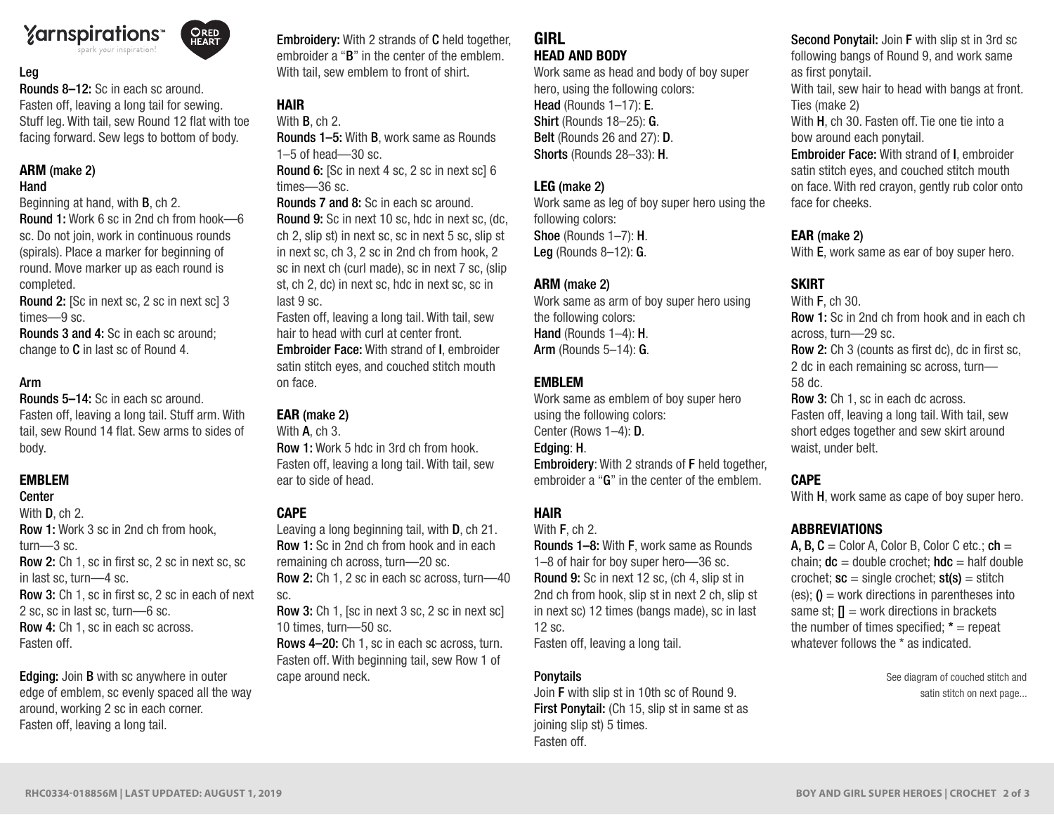### Leg

**Rounds 8–12:** Sc in each sc around.
Fasten off, leaving a long tail for sewing. Stuff leg. With tail, sew Round 12 flat with toe facing forward. Sew legs to bottom of body.

## ARM (make 2)

### Hand

Beginning at hand, with **B**, ch 2.
**Round 1:** Work 6 sc in 2nd ch from hook—6 sc. Do not join, work in continuous rounds (spirals). Place a marker for beginning of round. Move marker up as each round is completed.
**Round 2:** [Sc in next sc, 2 sc in next sc] 3 times—9 sc.
**Rounds 3 and 4:** Sc in each sc around; change to **C** in last sc of Round 4.

### Arm

**Rounds 5–14:** Sc in each sc around.
Fasten off, leaving a long tail. Stuff arm. With tail, sew Round 14 flat. Sew arms to sides of body.

## EMBLEM

### Center

With **D**, ch 2.
**Row 1:** Work 3 sc in 2nd ch from hook, turn—3 sc.
**Row 2:** Ch 1, sc in first sc, 2 sc in next sc, sc in last sc, turn—4 sc.
**Row 3:** Ch 1, sc in first sc, 2 sc in each of next 2 sc, sc in last sc, turn—6 sc.
**Row 4:** Ch 1, sc in each sc across.
Fasten off.

**Edging:** Join **B** with sc anywhere in outer edge of emblem, sc evenly spaced all the way around, working 2 sc in each corner.
Fasten off, leaving a long tail.

**Embroidery:** With 2 strands of **C** held together, embroider a "**B**" in the center of the emblem. With tail, sew emblem to front of shirt.

## HAIR

With **B**, ch 2.
**Rounds 1–5:** With **B**, work same as Rounds 1–5 of head—30 sc.
**Round 6:** [Sc in next 4 sc, 2 sc in next sc] 6 times—36 sc.
**Rounds 7 and 8:** Sc in each sc around.
**Round 9:** Sc in next 10 sc, hdc in next sc, (dc, ch 2, slip st) in next sc, sc in next 5 sc, slip st in next sc, ch 3, 2 sc in 2nd ch from hook, 2 sc in next ch (curl made), sc in next 7 sc, (slip st, ch 2, dc) in next sc, hdc in next sc, sc in last 9 sc.
Fasten off, leaving a long tail. With tail, sew hair to head with curl at center front.
**Embroider Face:** With strand of **I**, embroider satin stitch eyes, and couched stitch mouth on face.

## EAR (make 2)

With **A**, ch 3.
**Row 1:** Work 5 hdc in 3rd ch from hook.
Fasten off, leaving a long tail. With tail, sew ear to side of head.

## CAPE

Leaving a long beginning tail, with **D**, ch 21.
**Row 1:** Sc in 2nd ch from hook and in each remaining ch across, turn—20 sc.
**Row 2:** Ch 1, 2 sc in each sc across, turn—40 sc.
**Row 3:** Ch 1, [sc in next 3 sc, 2 sc in next sc] 10 times, turn—50 sc.
**Rows 4–20:** Ch 1, sc in each sc across, turn.
Fasten off. With beginning tail, sew Row 1 of cape around neck.

# GIRL

## HEAD AND BODY

Work same as head and body of boy super hero, using the following colors:
**Head** (Rounds 1–17): **E**.
**Shirt** (Rounds 18–25): **G**.
**Belt** (Rounds 26 and 27): **D**.
**Shorts** (Rounds 28–33): **H**.

## LEG (make 2)

Work same as leg of boy super hero using the following colors:
**Shoe** (Rounds 1–7): **H**.
**Leg** (Rounds 8–12): **G**.

## ARM (make 2)

Work same as arm of boy super hero using the following colors:
**Hand** (Rounds 1–4): **H**.
**Arm** (Rounds 5–14): **G**.

## EMBLEM

Work same as emblem of boy super hero using the following colors:
Center (Rows 1–4): **D**.
**Edging**: **H**.
**Embroidery**: With 2 strands of **F** held together, embroider a "**G**" in the center of the emblem.

## HAIR

With **F**, ch 2.
**Rounds 1–8:** With **F**, work same as Rounds 1–8 of hair for boy super hero—36 sc.
**Round 9:** Sc in next 12 sc, (ch 4, slip st in 2nd ch from hook, slip st in next 2 ch, slip st in next sc) 12 times (bangs made), sc in last 12 sc.
Fasten off, leaving a long tail.

### Ponytails

Join **F** with slip st in 10th sc of Round 9.
**First Ponytail:** (Ch 15, slip st in same st as joining slip st) 5 times.
Fasten off.
**Second Ponytail:** Join **F** with slip st in 3rd sc following bangs of Round 9, and work same as first ponytail.
With tail, sew hair to head with bangs at front.
Ties (make 2)
With **H**, ch 30. Fasten off. Tie one tie into a bow around each ponytail.
**Embroider Face:** With strand of **I**, embroider satin stitch eyes, and couched stitch mouth on face. With red crayon, gently rub color onto face for cheeks.

## EAR (make 2)

With **E**, work same as ear of boy super hero.

## SKIRT

With **F**, ch 30.
**Row 1:** Sc in 2nd ch from hook and in each ch across, turn—29 sc.
**Row 2:** Ch 3 (counts as first dc), dc in first sc, 2 dc in each remaining sc across, turn—58 dc.
**Row 3:** Ch 1, sc in each dc across.
Fasten off, leaving a long tail. With tail, sew short edges together and sew skirt around waist, under belt.

## CAPE

With **H**, work same as cape of boy super hero.

## ABBREVIATIONS

**A, B, C** = Color A, Color B, Color C etc.; **ch** = chain; **dc** = double crochet; **hdc** = half double crochet; **sc** = single crochet; **st(s)** = stitch (es); **()** = work directions in parentheses into same st; **[]** = work directions in brackets the number of times specified; **\*** = repeat whatever follows the * as indicated.

See diagram of couched stitch and satin stitch on next page...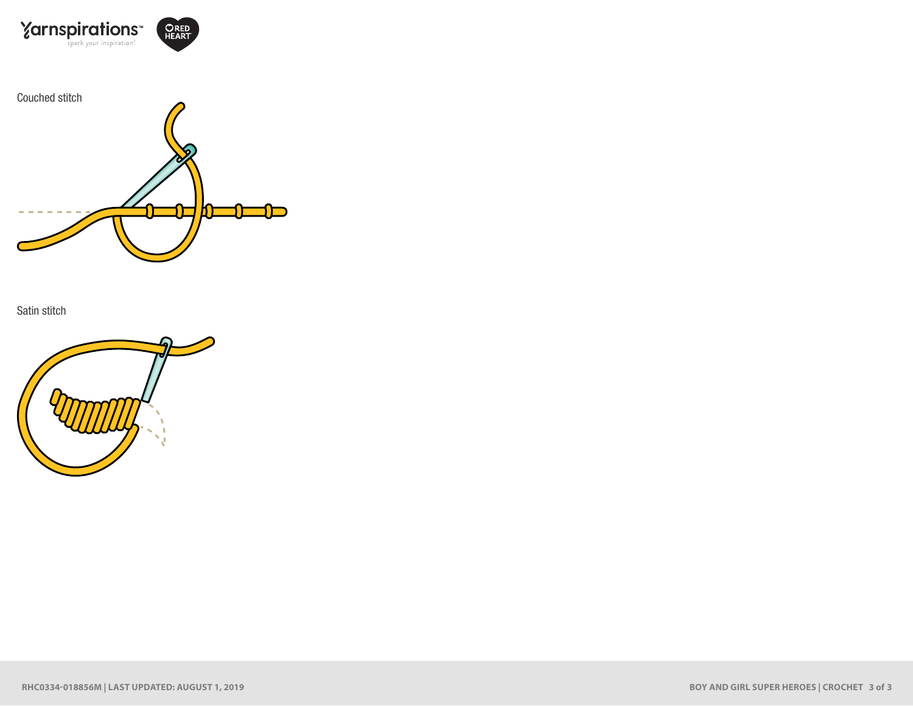Couched stitch

Satin stitch